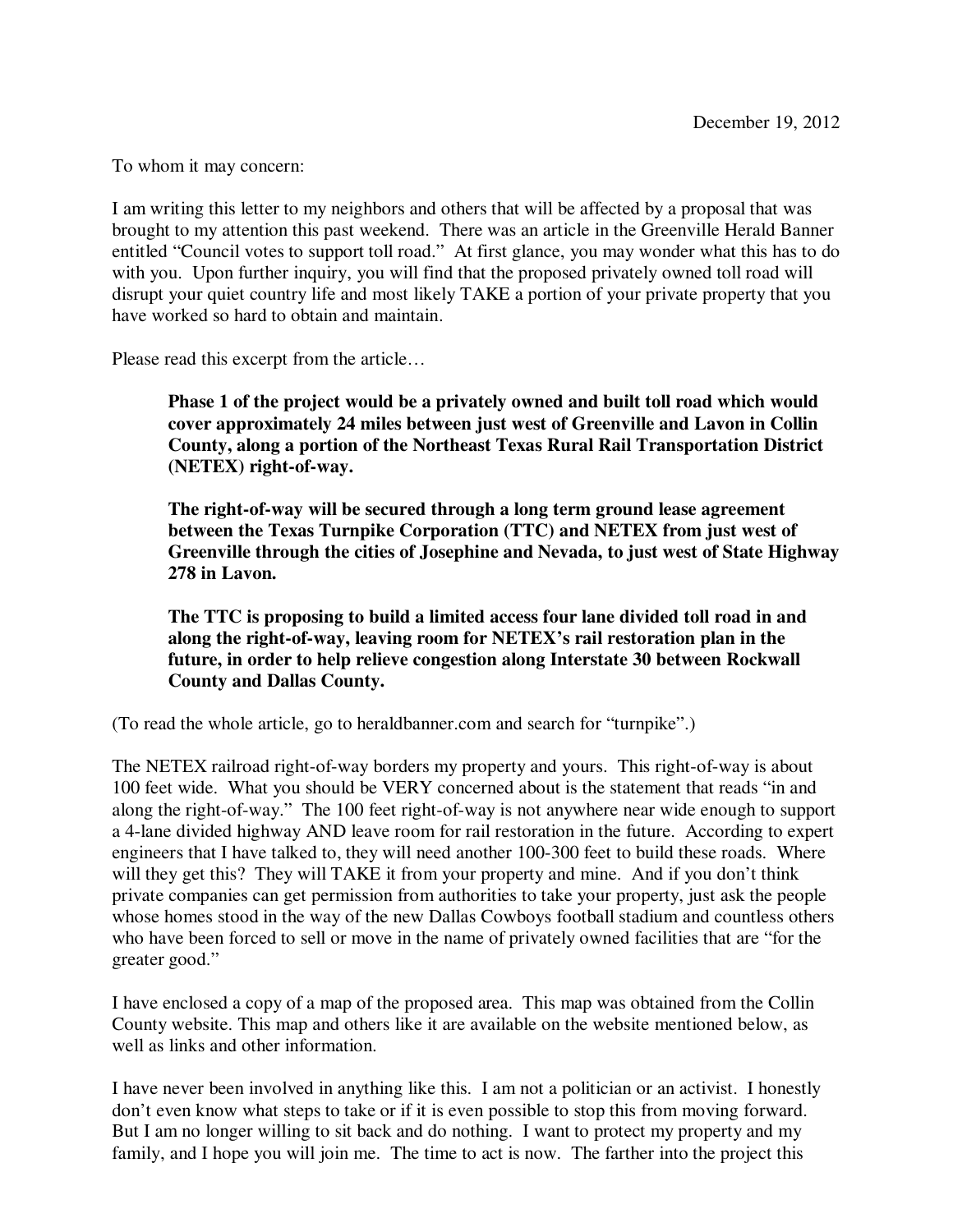December 19, 2012

To whom it may concern:

I am writing this letter to my neighbors and others that will be affected by a proposal that was brought to my attention this past weekend. There was an article in the Greenville Herald Banner entitled "Council votes to support toll road." At first glance, you may wonder what this has to do with you. Upon further inquiry, you will find that the proposed privately owned toll road will disrupt your quiet country life and most likely TAKE a portion of your private property that you have worked so hard to obtain and maintain.

Please read this excerpt from the article…

> **Phase 1 of the project would be a privately owned and built toll road which would cover approximately 24 miles between just west of Greenville and Lavon in Collin County, along a portion of the Northeast Texas Rural Rail Transportation District (NETEX) right-of-way.**
>
> **The right-of-way will be secured through a long term ground lease agreement between the Texas Turnpike Corporation (TTC) and NETEX from just west of Greenville through the cities of Josephine and Nevada, to just west of State Highway 278 in Lavon.**
>
> **The TTC is proposing to build a limited access four lane divided toll road in and along the right-of-way, leaving room for NETEX's rail restoration plan in the future, in order to help relieve congestion along Interstate 30 between Rockwall County and Dallas County.**

(To read the whole article, go to heraldbanner.com and search for "turnpike".)

The NETEX railroad right-of-way borders my property and yours. This right-of-way is about 100 feet wide. What you should be VERY concerned about is the statement that reads "in and along the right-of-way." The 100 feet right-of-way is not anywhere near wide enough to support a 4-lane divided highway AND leave room for rail restoration in the future. According to expert engineers that I have talked to, they will need another 100-300 feet to build these roads. Where will they get this? They will TAKE it from your property and mine. And if you don't think private companies can get permission from authorities to take your property, just ask the people whose homes stood in the way of the new Dallas Cowboys football stadium and countless others who have been forced to sell or move in the name of privately owned facilities that are "for the greater good."

I have enclosed a copy of a map of the proposed area. This map was obtained from the Collin County website. This map and others like it are available on the website mentioned below, as well as links and other information.

I have never been involved in anything like this. I am not a politician or an activist. I honestly don't even know what steps to take or if it is even possible to stop this from moving forward. But I am no longer willing to sit back and do nothing. I want to protect my property and my family, and I hope you will join me. The time to act is now. The farther into the project this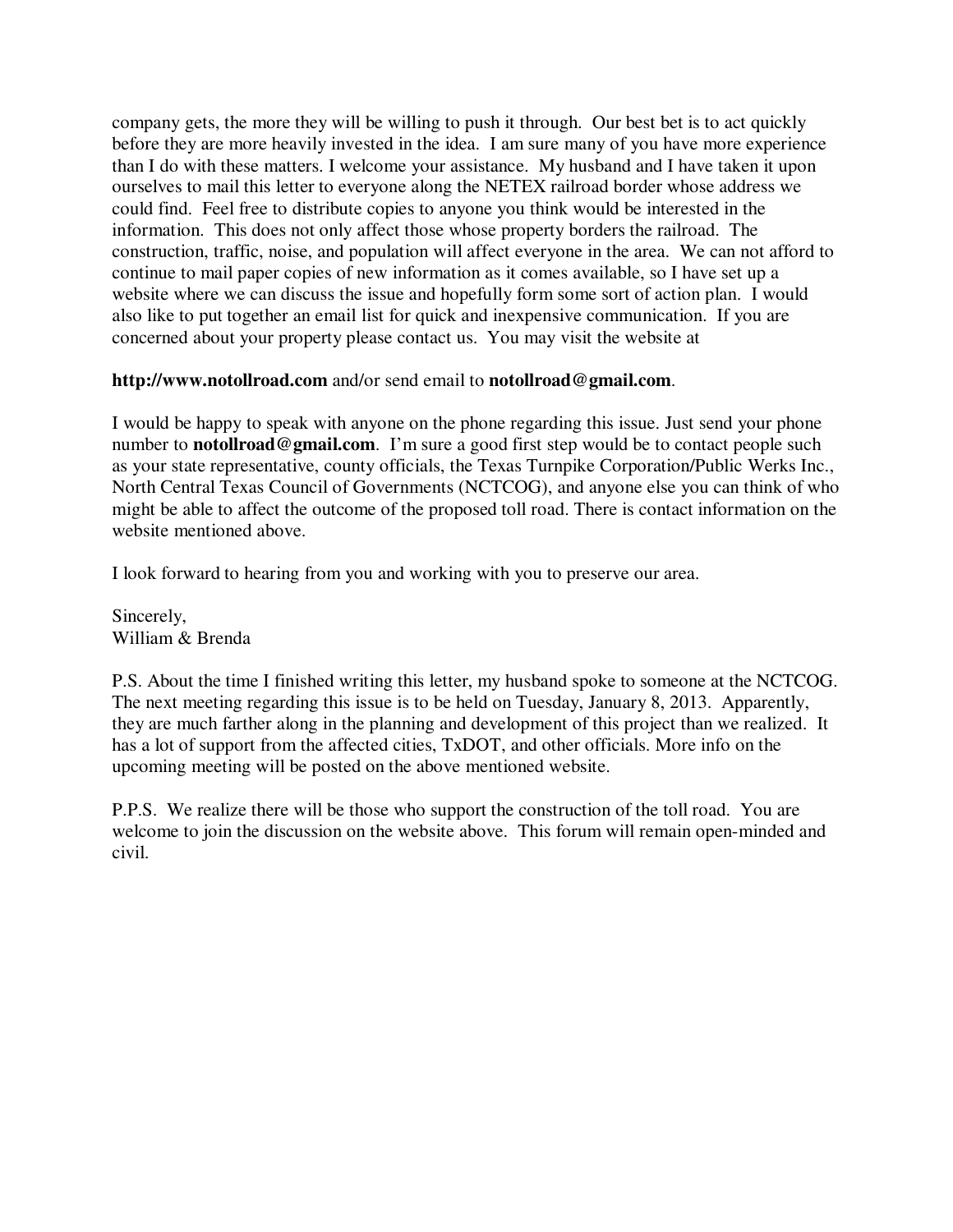company gets, the more they will be willing to push it through. Our best bet is to act quickly before they are more heavily invested in the idea. I am sure many of you have more experience than I do with these matters. I welcome your assistance. My husband and I have taken it upon ourselves to mail this letter to everyone along the NETEX railroad border whose address we could find. Feel free to distribute copies to anyone you think would be interested in the information. This does not only affect those whose property borders the railroad. The construction, traffic, noise, and population will affect everyone in the area. We can not afford to continue to mail paper copies of new information as it comes available, so I have set up a website where we can discuss the issue and hopefully form some sort of action plan. I would also like to put together an email list for quick and inexpensive communication. If you are concerned about your property please contact us. You may visit the website at

**http://www.notollroad.com** and/or send email to **notollroad@gmail.com**.

I would be happy to speak with anyone on the phone regarding this issue. Just send your phone number to **notollroad@gmail.com**. I'm sure a good first step would be to contact people such as your state representative, county officials, the Texas Turnpike Corporation/Public Werks Inc., North Central Texas Council of Governments (NCTCOG), and anyone else you can think of who might be able to affect the outcome of the proposed toll road. There is contact information on the website mentioned above.

I look forward to hearing from you and working with you to preserve our area.

Sincerely,
William & Brenda

P.S. About the time I finished writing this letter, my husband spoke to someone at the NCTCOG. The next meeting regarding this issue is to be held on Tuesday, January 8, 2013. Apparently, they are much farther along in the planning and development of this project than we realized. It has a lot of support from the affected cities, TxDOT, and other officials. More info on the upcoming meeting will be posted on the above mentioned website.

P.P.S. We realize there will be those who support the construction of the toll road. You are welcome to join the discussion on the website above. This forum will remain open-minded and civil.